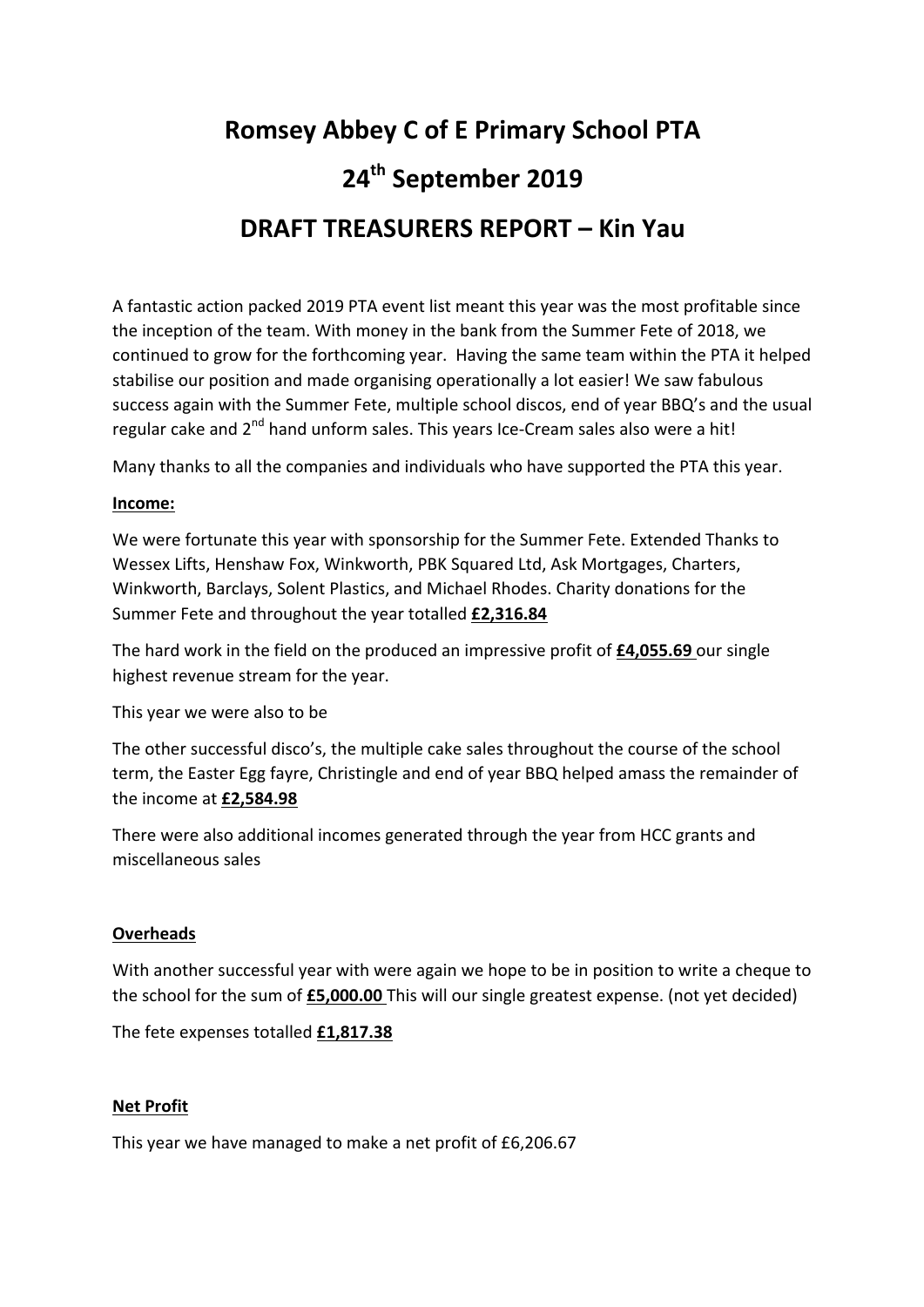# Romsey Abbey C of E Primary School PTA

# 24th September 2019

# DRAFT TREASURERS REPORT – Kin Yau

A fantastic action packed 2019 PTA event list meant this year was the most profitable since the inception of the team. With money in the bank from the Summer Fete of 2018, we continued to grow for the forthcoming year. Having the same team within the PTA it helped stabilise our position and made organising operationally a lot easier! We saw fabulous success again with the Summer Fete, multiple school discos, end of year BBQ's and the usual regular cake and 2nd hand unform sales. This years Ice-Cream sales also were a hit!

Many thanks to all the companies and individuals who have supported the PTA this year.

**Income:**

We were fortunate this year with sponsorship for the Summer Fete. Extended Thanks to Wessex Lifts, Henshaw Fox, Winkworth, PBK Squared Ltd, Ask Mortgages, Charters, Winkworth, Barclays, Solent Plastics, and Michael Rhodes. Charity donations for the Summer Fete and throughout the year totalled **£2,316.84**

The hard work in the field on the produced an impressive profit of **£4,055.69** our single highest revenue stream for the year.

This year we were also to be

The other successful disco's, the multiple cake sales throughout the course of the school term, the Easter Egg fayre, Christingle and end of year BBQ helped amass the remainder of the income at **£2,584.98**

There were also additional incomes generated through the year from HCC grants and miscellaneous sales

**Overheads**

With another successful year with were again we hope to be in position to write a cheque to the school for the sum of **£5,000.00** This will our single greatest expense. (not yet decided)

The fete expenses totalled **£1,817.38**

**Net Profit**

This year we have managed to make a net profit of £6,206.67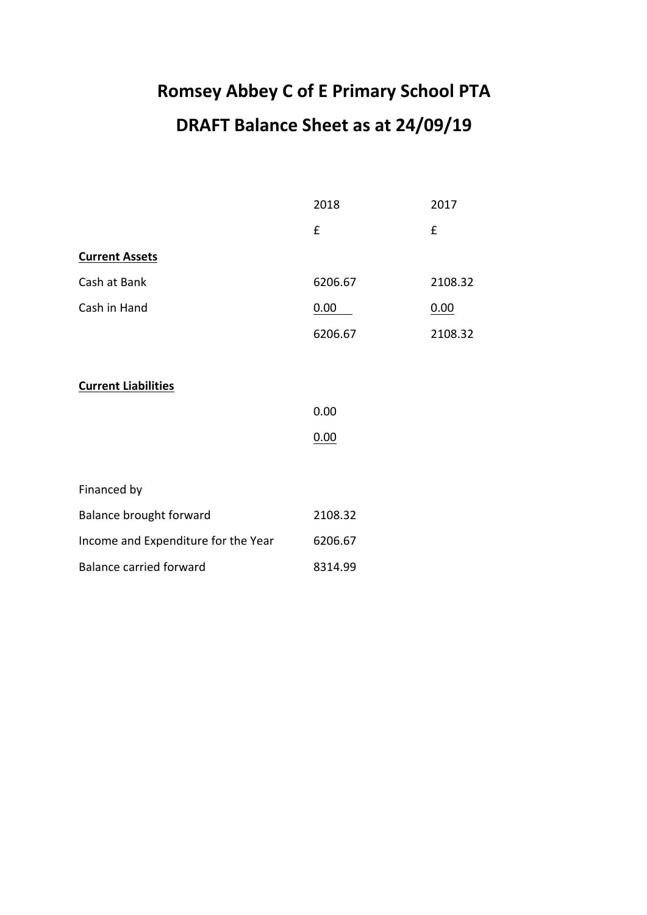# Romsey Abbey C of E Primary School PTA

# DRAFT Balance Sheet as at 24/09/19

| | 2018 | 2017 |
|---|---|---|
| | £ | £ |
| **Current Assets** | | |
| Cash at Bank | 6206.67 | 2108.32 |
| Cash in Hand | 0.00 | 0.00 |
| | 6206.67 | 2108.32 |
| | | |
| **Current Liabilities** | | |
| | 0.00 | |
| | 0.00 | |
| | | |
| Financed by | | |
| Balance brought forward | 2108.32 | |
| Income and Expenditure for the Year | 6206.67 | |
| Balance carried forward | 8314.99 | |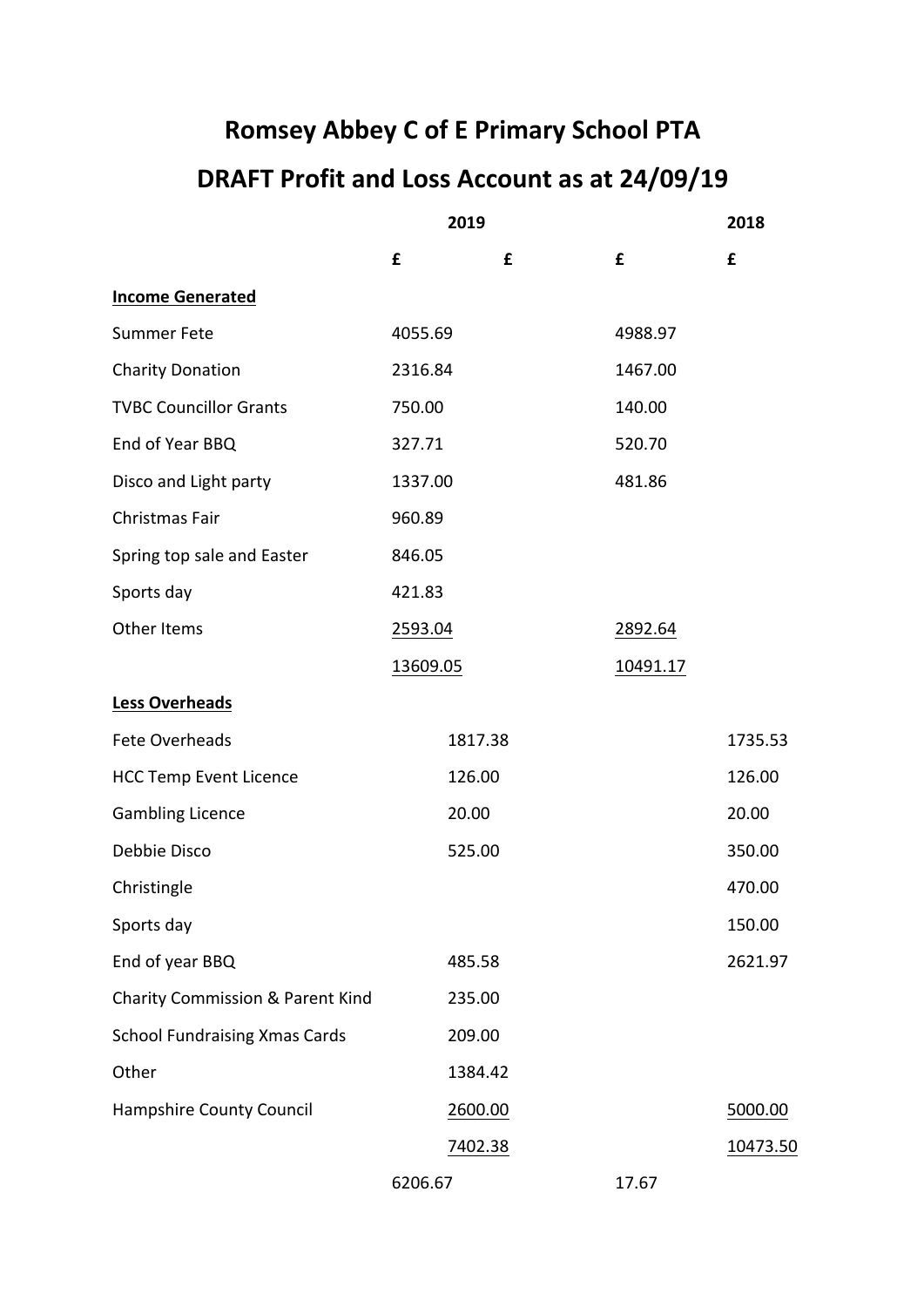# Romsey Abbey C of E Primary School PTA

## DRAFT Profit and Loss Account as at 24/09/19

| | 2019 | | 2018 | |
|---|---|---|---|---|
| | £ | £ | £ | £ |
| **Income Generated** | | | | |
| Summer Fete | 4055.69 | | 4988.97 | |
| Charity Donation | 2316.84 | | 1467.00 | |
| TVBC Councillor Grants | 750.00 | | 140.00 | |
| End of Year BBQ | 327.71 | | 520.70 | |
| Disco and Light party | 1337.00 | | 481.86 | |
| Christmas Fair | 960.89 | | | |
| Spring top sale and Easter | 846.05 | | | |
| Sports day | 421.83 | | | |
| Other Items | 2593.04 | | 2892.64 | |
| | 13609.05 | | 10491.17 | |
| **Less Overheads** | | | | |
| Fete Overheads | | 1817.38 | | 1735.53 |
| HCC Temp Event Licence | | 126.00 | | 126.00 |
| Gambling Licence | | 20.00 | | 20.00 |
| Debbie Disco | | 525.00 | | 350.00 |
| Christingle | | | | 470.00 |
| Sports day | | | | 150.00 |
| End of year BBQ | | 485.58 | | 2621.97 |
| Charity Commission & Parent Kind | | 235.00 | | |
| School Fundraising Xmas Cards | | 209.00 | | |
| Other | | 1384.42 | | |
| Hampshire County Council | | 2600.00 | | 5000.00 |
| | | 7402.38 | | 10473.50 |
| | 6206.67 | | 17.67 | |